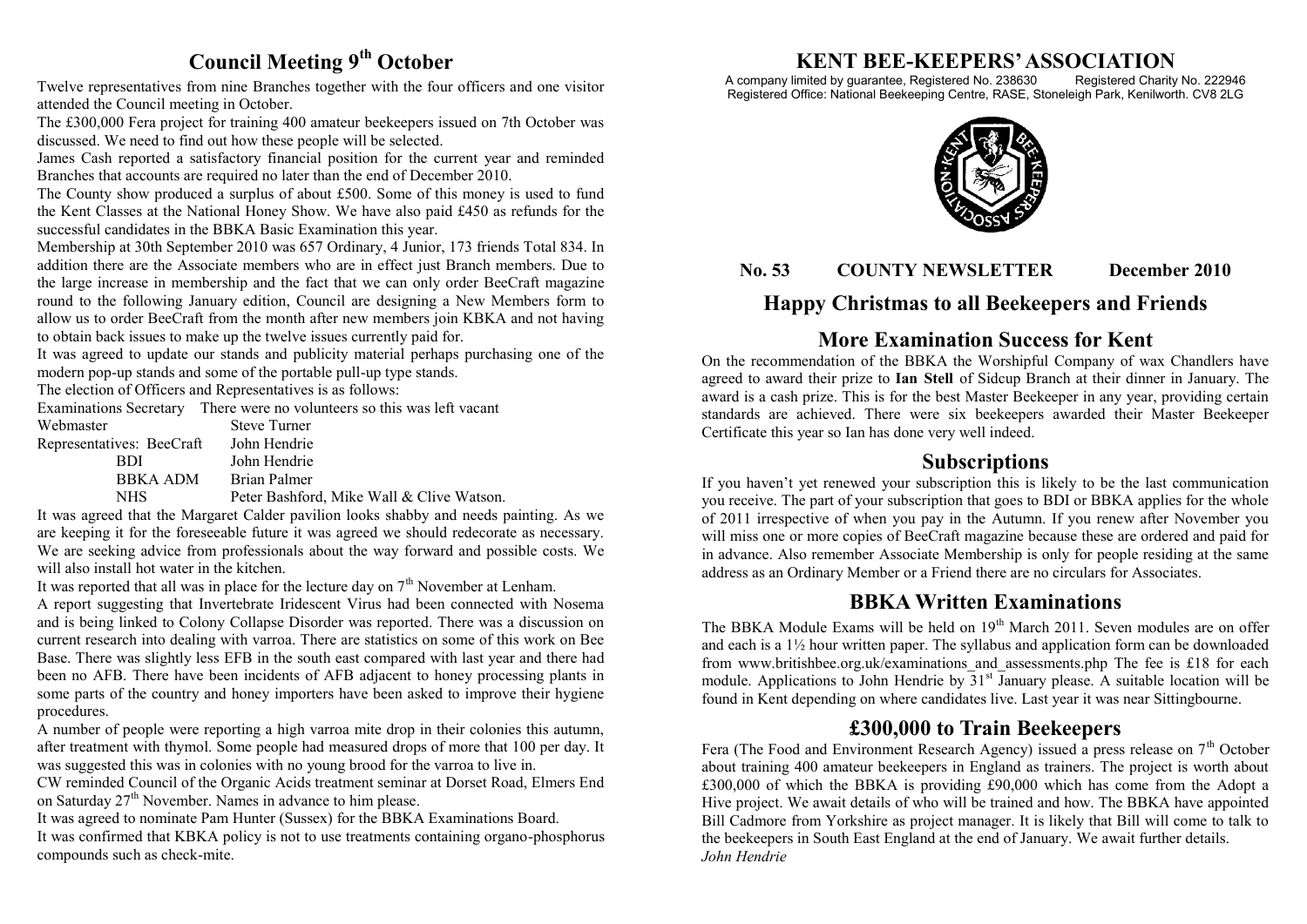# KENT BEE-KEEPERS' ASSOCIATION

A company limited by guarantee, Registered No. 238630 Registered Charity No. 222946
Registered Office: National Beekeeping Centre, RASE, Stoneleigh Park, Kenilworth. CV8 2LG

**No. 53 COUNTY NEWSLETTER December 2010**

## Happy Christmas to all Beekeepers and Friends

## More Examination Success for Kent

On the recommendation of the BBKA the Worshipful Company of wax Chandlers have agreed to award their prize to **Ian Stell** of Sidcup Branch at their dinner in January. The award is a cash prize. This is for the best Master Beekeeper in any year, providing certain standards are achieved. There were six beekeepers awarded their Master Beekeeper Certificate this year so Ian has done very well indeed.

## Subscriptions

If you haven't yet renewed your subscription this is likely to be the last communication you receive. The part of your subscription that goes to BDI or BBKA applies for the whole of 2011 irrespective of when you pay in the Autumn. If you renew after November you will miss one or more copies of BeeCraft magazine because these are ordered and paid for in advance. Also remember Associate Membership is only for people residing at the same address as an Ordinary Member or a Friend there are no circulars for Associates.

## BBKA Written Examinations

The BBKA Module Exams will be held on 19th March 2011. Seven modules are on offer and each is a 1½ hour written paper. The syllabus and application form can be downloaded from www.britishbee.org.uk/examinations_and_assessments.php The fee is £18 for each module. Applications to John Hendrie by 31st January please. A suitable location will be found in Kent depending on where candidates live. Last year it was near Sittingbourne.

## £300,000 to Train Beekeepers

Fera (The Food and Environment Research Agency) issued a press release on 7th October about training 400 amateur beekeepers in England as trainers. The project is worth about £300,000 of which the BBKA is providing £90,000 which has come from the Adopt a Hive project. We await details of who will be trained and how. The BBKA have appointed Bill Cadmore from Yorkshire as project manager. It is likely that Bill will come to talk to the beekeepers in South East England at the end of January. We await further details.

*John Hendrie*

## Council Meeting 9th October

Twelve representatives from nine Branches together with the four officers and one visitor attended the Council meeting in October.

The £300,000 Fera project for training 400 amateur beekeepers issued on 7th October was discussed. We need to find out how these people will be selected.

James Cash reported a satisfactory financial position for the current year and reminded Branches that accounts are required no later than the end of December 2010.

The County show produced a surplus of about £500. Some of this money is used to fund the Kent Classes at the National Honey Show. We have also paid £450 as refunds for the successful candidates in the BBKA Basic Examination this year.

Membership at 30th September 2010 was 657 Ordinary, 4 Junior, 173 friends Total 834. In addition there are the Associate members who are in effect just Branch members. Due to the large increase in membership and the fact that we can only order BeeCraft magazine round to the following January edition, Council are designing a New Members form to allow us to order BeeCraft from the month after new members join KBKA and not having to obtain back issues to make up the twelve issues currently paid for.

It was agreed to update our stands and publicity material perhaps purchasing one of the modern pop-up stands and some of the portable pull-up type stands.

The election of Officers and Representatives is as follows:

Examinations Secretary There were no volunteers so this was left vacant

| | |
|---|---|
| Webmaster | Steve Turner |
| Representatives: BeeCraft | John Hendrie |
| BDI | John Hendrie |
| BBKA ADM | Brian Palmer |
| NHS | Peter Bashford, Mike Wall & Clive Watson. |

It was agreed that the Margaret Calder pavilion looks shabby and needs painting. As we are keeping it for the foreseeable future it was agreed we should redecorate as necessary. We are seeking advice from professionals about the way forward and possible costs. We will also install hot water in the kitchen.

It was reported that all was in place for the lecture day on 7th November at Lenham.

A report suggesting that Invertebrate Iridescent Virus had been connected with Nosema and is being linked to Colony Collapse Disorder was reported. There was a discussion on current research into dealing with varroa. There are statistics on some of this work on Bee Base. There was slightly less EFB in the south east compared with last year and there had been no AFB. There have been incidents of AFB adjacent to honey processing plants in some parts of the country and honey importers have been asked to improve their hygiene procedures.

A number of people were reporting a high varroa mite drop in their colonies this autumn, after treatment with thymol. Some people had measured drops of more that 100 per day. It was suggested this was in colonies with no young brood for the varroa to live in.

CW reminded Council of the Organic Acids treatment seminar at Dorset Road, Elmers End on Saturday 27th November. Names in advance to him please.

It was agreed to nominate Pam Hunter (Sussex) for the BBKA Examinations Board.

It was confirmed that KBKA policy is not to use treatments containing organo-phosphorus compounds such as check-mite.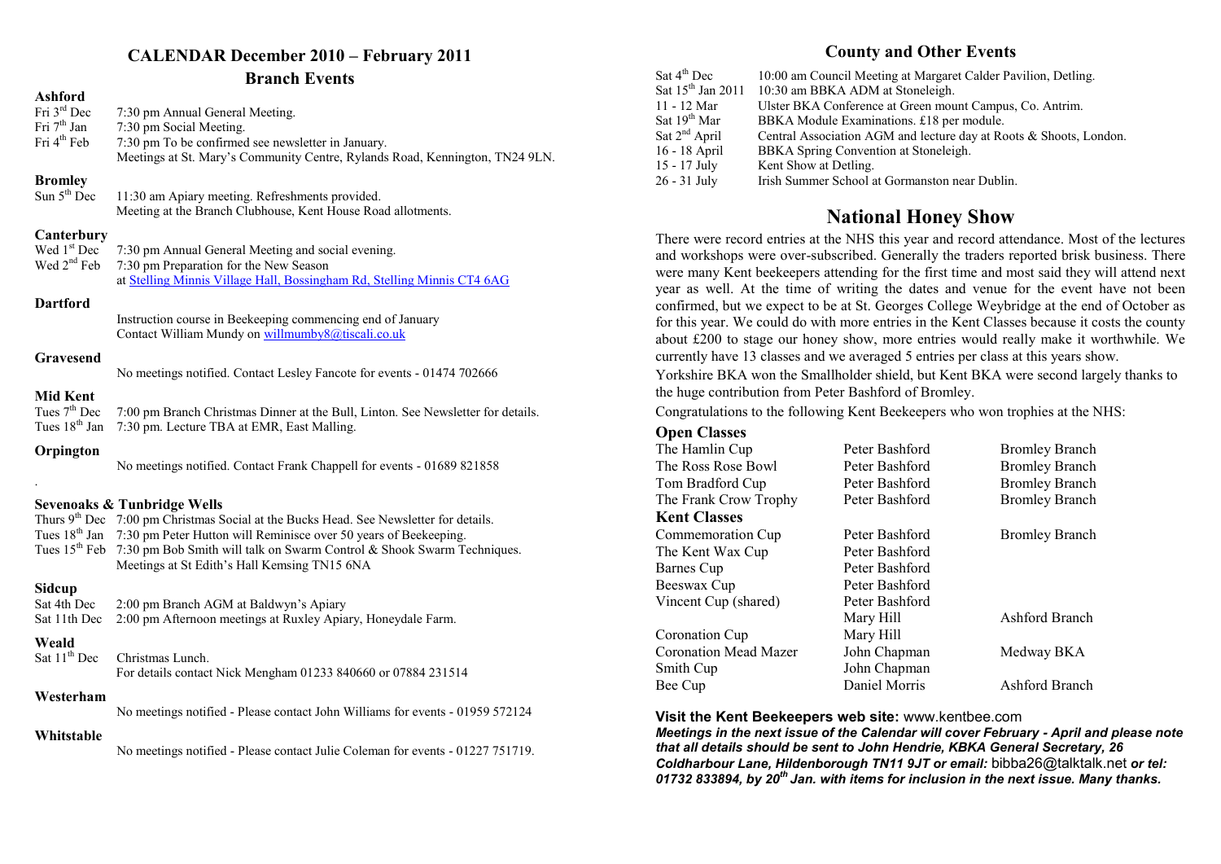# CALENDAR December 2010 – February 2011

## Branch Events

### Ashford

| | |
|---|---|
| Fri 3rd Dec | 7:30 pm Annual General Meeting. |
| Fri 7th Jan | 7:30 pm Social Meeting. |
| Fri 4th Feb | 7:30 pm To be confirmed see newsletter in January. |
| | Meetings at St. Mary's Community Centre, Rylands Road, Kennington, TN24 9LN. |

### Bromley

| | |
|---|---|
| Sun 5th Dec | 11:30 am Apiary meeting. Refreshments provided. |
| | Meeting at the Branch Clubhouse, Kent House Road allotments. |

### Canterbury

| | |
|---|---|
| Wed 1st Dec | 7:30 pm Annual General Meeting and social evening. |
| Wed 2nd Feb | 7:30 pm Preparation for the New Season |
| | at Stelling Minnis Village Hall, Bossingham Rd, Stelling Minnis CT4 6AG |

### Dartford

Instruction course in Beekeeping commencing end of January
Contact William Mundy on willmumby8@tiscali.co.uk

### Gravesend

No meetings notified. Contact Lesley Fancote for events - 01474 702666

### Mid Kent

| | |
|---|---|
| Tues 7th Dec | 7:00 pm Branch Christmas Dinner at the Bull, Linton. See Newsletter for details. |
| Tues 18th Jan | 7:30 pm. Lecture TBA at EMR, East Malling. |

### Orpington

No meetings notified. Contact Frank Chappell for events - 01689 821858

### Sevenoaks & Tunbridge Wells

| | |
|---|---|
| Thurs 9th Dec | 7:00 pm Christmas Social at the Bucks Head. See Newsletter for details. |
| Tues 18th Jan | 7:30 pm Peter Hutton will Reminisce over 50 years of Beekeeping. |
| Tues 15th Feb | 7:30 pm Bob Smith will talk on Swarm Control & Shook Swarm Techniques. |
| | Meetings at St Edith's Hall Kemsing TN15 6NA |

### Sidcup

| | |
|---|---|
| Sat 4th Dec | 2:00 pm Branch AGM at Baldwyn's Apiary |
| Sat 11th Dec | 2:00 pm Afternoon meetings at Ruxley Apiary, Honeydale Farm. |

### Weald

| | |
|---|---|
| Sat 11th Dec | Christmas Lunch. |
| | For details contact Nick Mengham 01233 840660 or 07884 231514 |

### Westerham

No meetings notified - Please contact John Williams for events - 01959 572124

### Whitstable

No meetings notified - Please contact Julie Coleman for events - 01227 751719.

## County and Other Events

| | |
|---|---|
| Sat 4th Dec | 10:00 am Council Meeting at Margaret Calder Pavilion, Detling. |
| Sat 15th Jan 2011 | 10:30 am BBKA ADM at Stoneleigh. |
| 11 - 12 Mar | Ulster BKA Conference at Green mount Campus, Co. Antrim. |
| Sat 19th Mar | BBKA Module Examinations. £18 per module. |
| Sat 2nd April | Central Association AGM and lecture day at Roots & Shoots, London. |
| 16 - 18 April | BBKA Spring Convention at Stoneleigh. |
| 15 - 17 July | Kent Show at Detling. |
| 26 - 31 July | Irish Summer School at Gormanston near Dublin. |

## National Honey Show

There were record entries at the NHS this year and record attendance. Most of the lectures and workshops were over-subscribed. Generally the traders reported brisk business. There were many Kent beekeepers attending for the first time and most said they will attend next year as well. At the time of writing the dates and venue for the event have not been confirmed, but we expect to be at St. Georges College Weybridge at the end of October as for this year. We could do with more entries in the Kent Classes because it costs the county about £200 to stage our honey show, more entries would really make it worthwhile. We currently have 13 classes and we averaged 5 entries per class at this years show.

Yorkshire BKA won the Smallholder shield, but Kent BKA were second largely thanks to the huge contribution from Peter Bashford of Bromley.

Congratulations to the following Kent Beekeepers who won trophies at the NHS:

| | | |
|---|---|---|
| **Open Classes** | | |
| The Hamlin Cup | Peter Bashford | Bromley Branch |
| The Ross Rose Bowl | Peter Bashford | Bromley Branch |
| Tom Bradford Cup | Peter Bashford | Bromley Branch |
| The Frank Crow Trophy | Peter Bashford | Bromley Branch |
| **Kent Classes** | | |
| Commemoration Cup | Peter Bashford | Bromley Branch |
| The Kent Wax Cup | Peter Bashford | |
| Barnes Cup | Peter Bashford | |
| Beeswax Cup | Peter Bashford | |
| Vincent Cup (shared) | Peter Bashford | |
| | Mary Hill | Ashford Branch |
| Coronation Cup | Mary Hill | |
| Coronation Mead Mazer | John Chapman | Medway BKA |
| Smith Cup | John Chapman | |
| Bee Cup | Daniel Morris | Ashford Branch |

**Visit the Kent Beekeepers web site:** www.kentbee.com

***Meetings in the next issue of the Calendar will cover February - April and please note that all details should be sent to John Hendrie, KBKA General Secretary, 26 Coldharbour Lane, Hildenborough TN11 9JT or email:*** bibba26@talktalk.net ***or tel: 01732 833894, by 20th Jan. with items for inclusion in the next issue. Many thanks.***